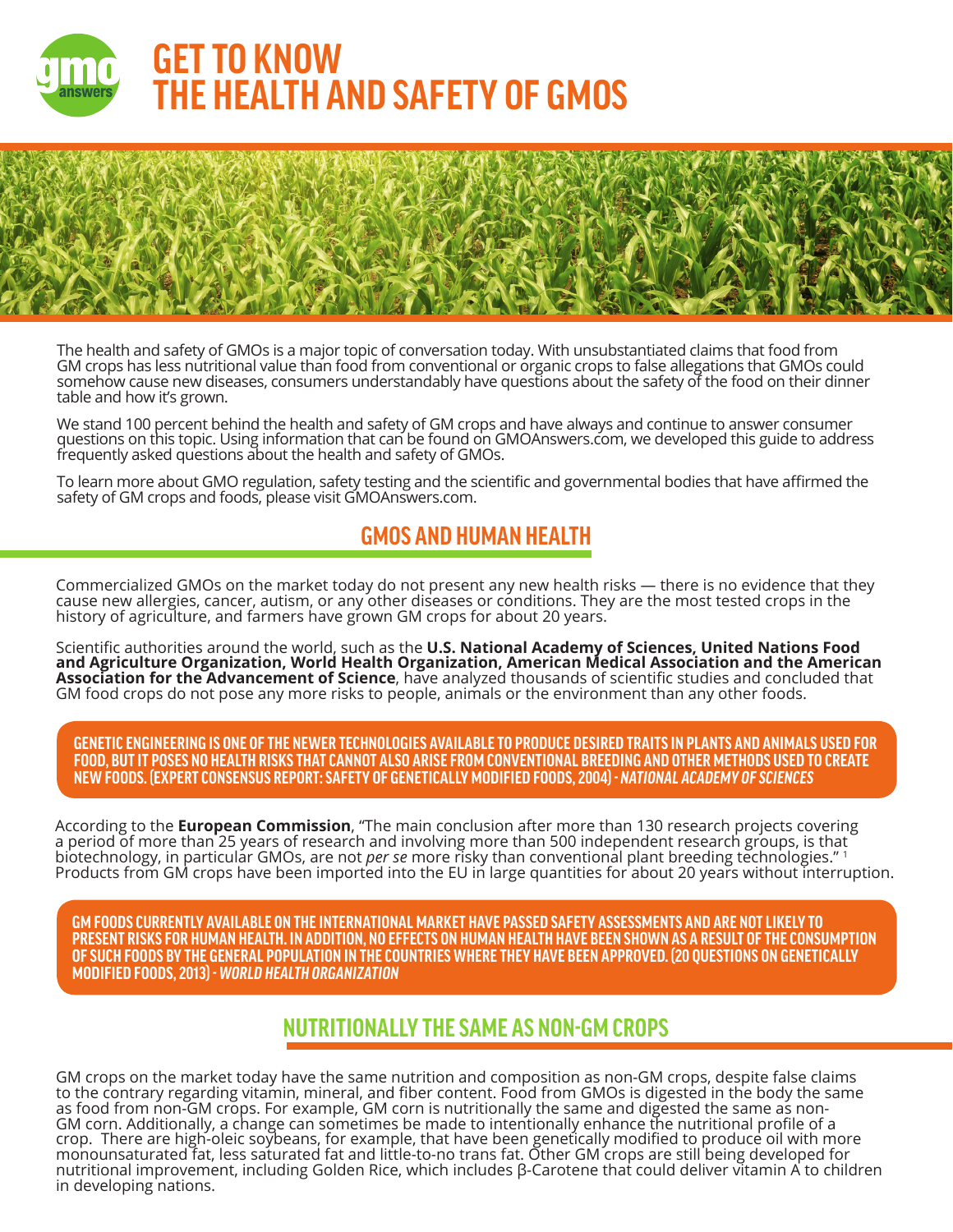# GET TO KNOW THE HEALTH AND SAFETY OF GMOS

The health and safety of GMOs is a major topic of conversation today. With unsubstantiated claims that food from GM crops has less nutritional value than food from conventional or organic crops to false allegations that GMOs could somehow cause new diseases, consumers understandably have questions about the safety of the food on their dinner table and how it's grown.

We stand 100 percent behind the health and safety of GM crops and have always and continue to answer consumer questions on this topic. Using information that can be found on GMOAnswers.com, we developed this guide to address frequently asked questions about the health and safety of GMOs.

To learn more about GMO regulation, safety testing and the scientific and governmental bodies that have affirmed the safety of GM crops and foods, please visit GMOAnswers.com.

## GMOS AND HUMAN HEALTH

Commercialized GMOs on the market today do not present any new health risks — there is no evidence that they cause new allergies, cancer, autism, or any other diseases or conditions. They are the most tested crops in the history of agriculture, and farmers have grown GM crops for about 20 years.

Scientific authorities around the world, such as the **U.S. National Academy of Sciences, United Nations Food and Agriculture Organization, World Health Organization, American Medical Association and the American Association for the Advancement of Science**, have analyzed thousands of scientific studies and concluded that GM food crops do not pose any more risks to people, animals or the environment than any other foods.

> **GENETIC ENGINEERING IS ONE OF THE NEWER TECHNOLOGIES AVAILABLE TO PRODUCE DESIRED TRAITS IN PLANTS AND ANIMALS USED FOR FOOD, BUT IT POSES NO HEALTH RISKS THAT CANNOT ALSO ARISE FROM CONVENTIONAL BREEDING AND OTHER METHODS USED TO CREATE NEW FOODS. (EXPERT CONSENSUS REPORT: SAFETY OF GENETICALLY MODIFIED FOODS, 2004) - *NATIONAL ACADEMY OF SCIENCES***

According to the **European Commission**, "The main conclusion after more than 130 research projects covering a period of more than 25 years of research and involving more than 500 independent research groups, is that biotechnology, in particular GMOs, are not *per se* more risky than conventional plant breeding technologies." [1] Products from GM crops have been imported into the EU in large quantities for about 20 years without interruption.

> **GM FOODS CURRENTLY AVAILABLE ON THE INTERNATIONAL MARKET HAVE PASSED SAFETY ASSESSMENTS AND ARE NOT LIKELY TO PRESENT RISKS FOR HUMAN HEALTH. IN ADDITION, NO EFFECTS ON HUMAN HEALTH HAVE BEEN SHOWN AS A RESULT OF THE CONSUMPTION OF SUCH FOODS BY THE GENERAL POPULATION IN THE COUNTRIES WHERE THEY HAVE BEEN APPROVED. (20 QUESTIONS ON GENETICALLY MODIFIED FOODS, 2013) - *WORLD HEALTH ORGANIZATION***

## NUTRITIONALLY THE SAME AS NON-GM CROPS

GM crops on the market today have the same nutrition and composition as non-GM crops, despite false claims to the contrary regarding vitamin, mineral, and fiber content. Food from GMOs is digested in the body the same as food from non-GM crops. For example, GM corn is nutritionally the same and digested the same as non-GM corn. Additionally, a change can sometimes be made to intentionally enhance the nutritional profile of a crop. There are high-oleic soybeans, for example, that have been genetically modified to produce oil with more monounsaturated fat, less saturated fat and little-to-no trans fat. Other GM crops are still being developed for nutritional improvement, including Golden Rice, which includes β-Carotene that could deliver vitamin A to children in developing nations.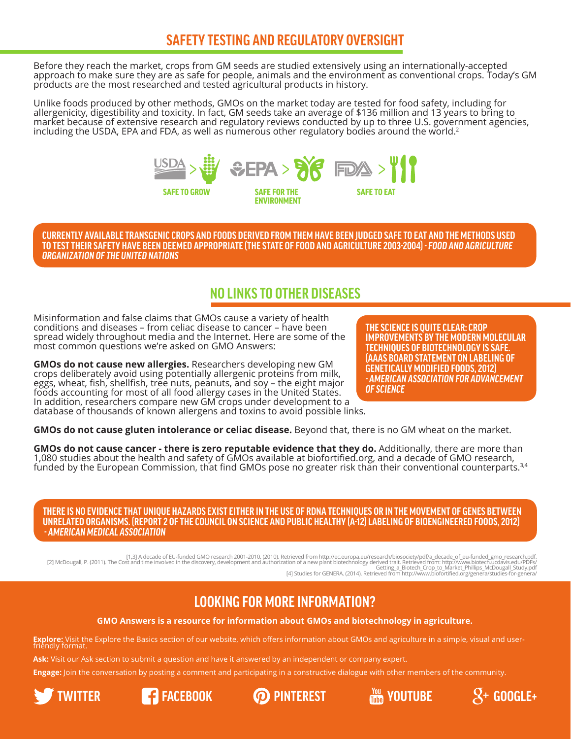## SAFETY TESTING AND REGULATORY OVERSIGHT

Before they reach the market, crops from GM seeds are studied extensively using an internationally-accepted approach to make sure they are as safe for people, animals and the environment as conventional crops. Today's GM products are the most researched and tested agricultural products in history.

Unlike foods produced by other methods, GMOs on the market today are tested for food safety, including for allergenicity, digestibility and toxicity. In fact, GM seeds take an average of $136 million and 13 years to bring to market because of extensive research and regulatory reviews conducted by up to three U.S. government agencies, including the USDA, EPA and FDA, as well as numerous other regulatory bodies around the world.[2]

USDA > SAFE TO GROW

EPA > SAFE FOR THE ENVIRONMENT

FDA > SAFE TO EAT

**CURRENTLY AVAILABLE TRANSGENIC CROPS AND FOODS DERIVED FROM THEM HAVE BEEN JUDGED SAFE TO EAT AND THE METHODS USED TO TEST THEIR SAFETY HAVE BEEN DEEMED APPROPRIATE (THE STATE OF FOOD AND AGRICULTURE 2003-2004) - *FOOD AND AGRICULTURE ORGANIZATION OF THE UNITED NATIONS***

## NO LINKS TO OTHER DISEASES

Misinformation and false claims that GMOs cause a variety of health conditions and diseases – from celiac disease to cancer – have been spread widely throughout media and the Internet. Here are some of the most common questions we're asked on GMO Answers:

**THE SCIENCE IS QUITE CLEAR: CROP IMPROVEMENTS BY THE MODERN MOLECULAR TECHNIQUES OF BIOTECHNOLOGY IS SAFE. (AAAS BOARD STATEMENT ON LABELING OF GENETICALLY MODIFIED FOODS, 2012) - *AMERICAN ASSOCIATION FOR ADVANCEMENT OF SCIENCE***

**GMOs do not cause new allergies.** Researchers developing new GM crops deliberately avoid using potentially allergenic proteins from milk, eggs, wheat, fish, shellfish, tree nuts, peanuts, and soy – the eight major foods accounting for most of all food allergy cases in the United States. In addition, researchers compare new GM crops under development to a database of thousands of known allergens and toxins to avoid possible links.

**GMOs do not cause gluten intolerance or celiac disease.** Beyond that, there is no GM wheat on the market.

**GMOs do not cause cancer - there is zero reputable evidence that they do.** Additionally, there are more than 1,080 studies about the health and safety of GMOs available at biofortified.org, and a decade of GMO research, funded by the European Commission, that find GMOs pose no greater risk than their conventional counterparts.[3,4]

**THERE IS NO EVIDENCE THAT UNIQUE HAZARDS EXIST EITHER IN THE USE OF RDNA TECHNIQUES OR IN THE MOVEMENT OF GENES BETWEEN UNRELATED ORGANISMS. (REPORT 2 OF THE COUNCIL ON SCIENCE AND PUBLIC HEALTHY (A-12) LABELING OF BIOENGINEERED FOODS, 2012) - *AMERICAN MEDICAL ASSOCIATION***

[1,3] A decade of EU-funded GMO research 2001-2010. (2010). Retrieved from http://ec.europa.eu/research/biosociety/pdf/a_decade_of_eu-funded_gmo_research.pdf.
[2] McDougall, P. (2011). The Cost and time involved in the discovery, development and authorization of a new plant biotechnology derived trait. Retrieved from: http://www.biotech.ucdavis.edu/PDFs/Getting_a_Biotech_Crop_to_Market_Phillips_McDougall_Study.pdf
[4] Studies for GENERA. (2014). Retrieved from http://www.biofortified.org/genera/studies-for-genera/

## LOOKING FOR MORE INFORMATION?

**GMO Answers is a resource for information about GMOs and biotechnology in agriculture.**

**Explore:** Visit the Explore the Basics section of our website, which offers information about GMOs and agriculture in a simple, visual and user-friendly format.

**Ask:** Visit our Ask section to submit a question and have it answered by an independent or company expert.

**Engage:** Join the conversation by posting a comment and participating in a constructive dialogue with other members of the community.

TWITTER FACEBOOK PINTEREST YOUTUBE GOOGLE+